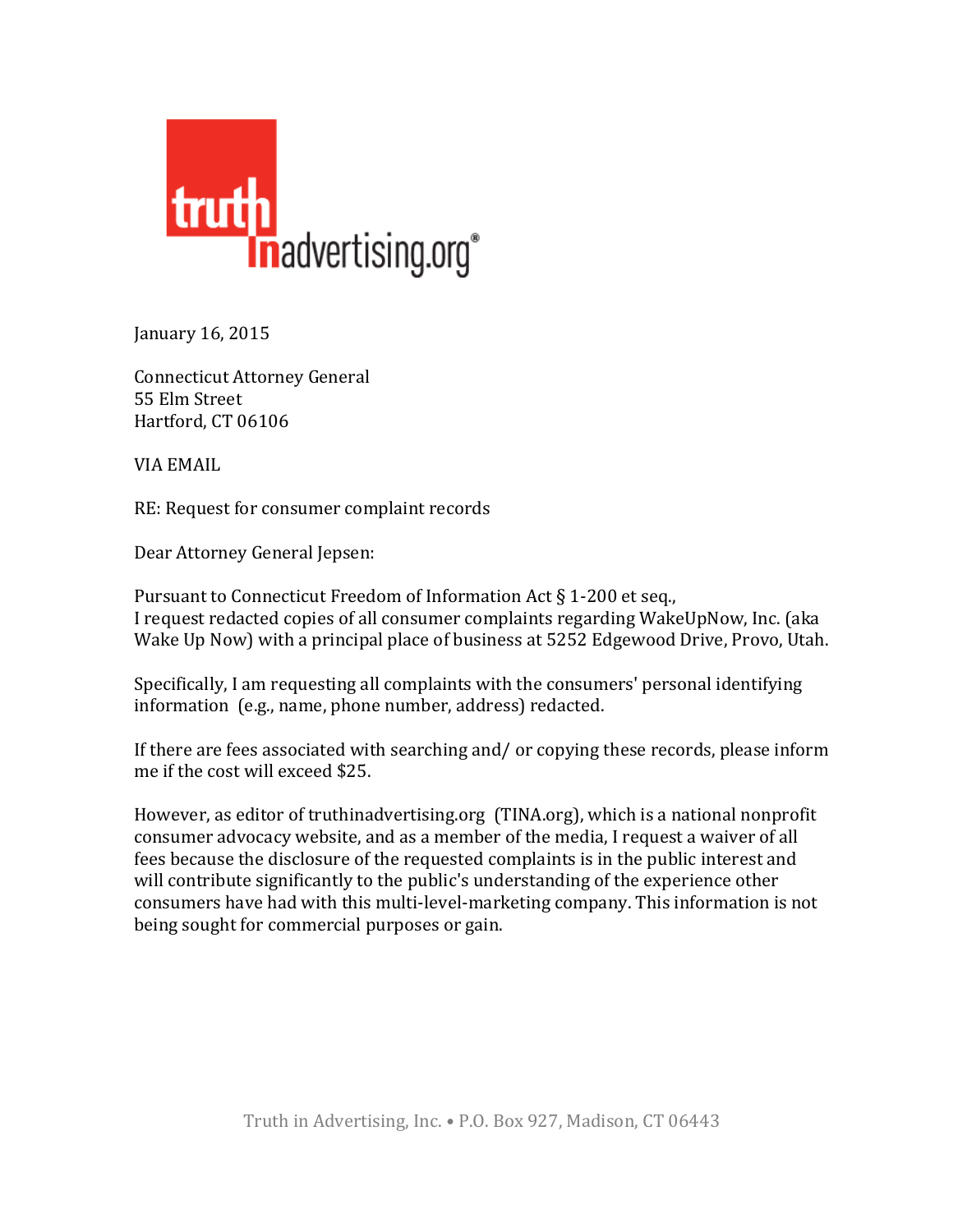truth
In advertising.org®

January 16, 2015

Connecticut Attorney General
55 Elm Street
Hartford, CT 06106

VIA EMAIL

RE: Request for consumer complaint records

Dear Attorney General Jepsen:

Pursuant to Connecticut Freedom of Information Act § 1-200 et seq., I request redacted copies of all consumer complaints regarding WakeUpNow, Inc. (aka Wake Up Now) with a principal place of business at 5252 Edgewood Drive, Provo, Utah.

Specifically, I am requesting all complaints with the consumers' personal identifying information (e.g., name, phone number, address) redacted.

If there are fees associated with searching and/ or copying these records, please inform me if the cost will exceed $25.

However, as editor of truthinadvertising.org (TINA.org), which is a national nonprofit consumer advocacy website, and as a member of the media, I request a waiver of all fees because the disclosure of the requested complaints is in the public interest and will contribute significantly to the public's understanding of the experience other consumers have had with this multi-level-marketing company. This information is not being sought for commercial purposes or gain.

Truth in Advertising, Inc. • P.O. Box 927, Madison, CT 06443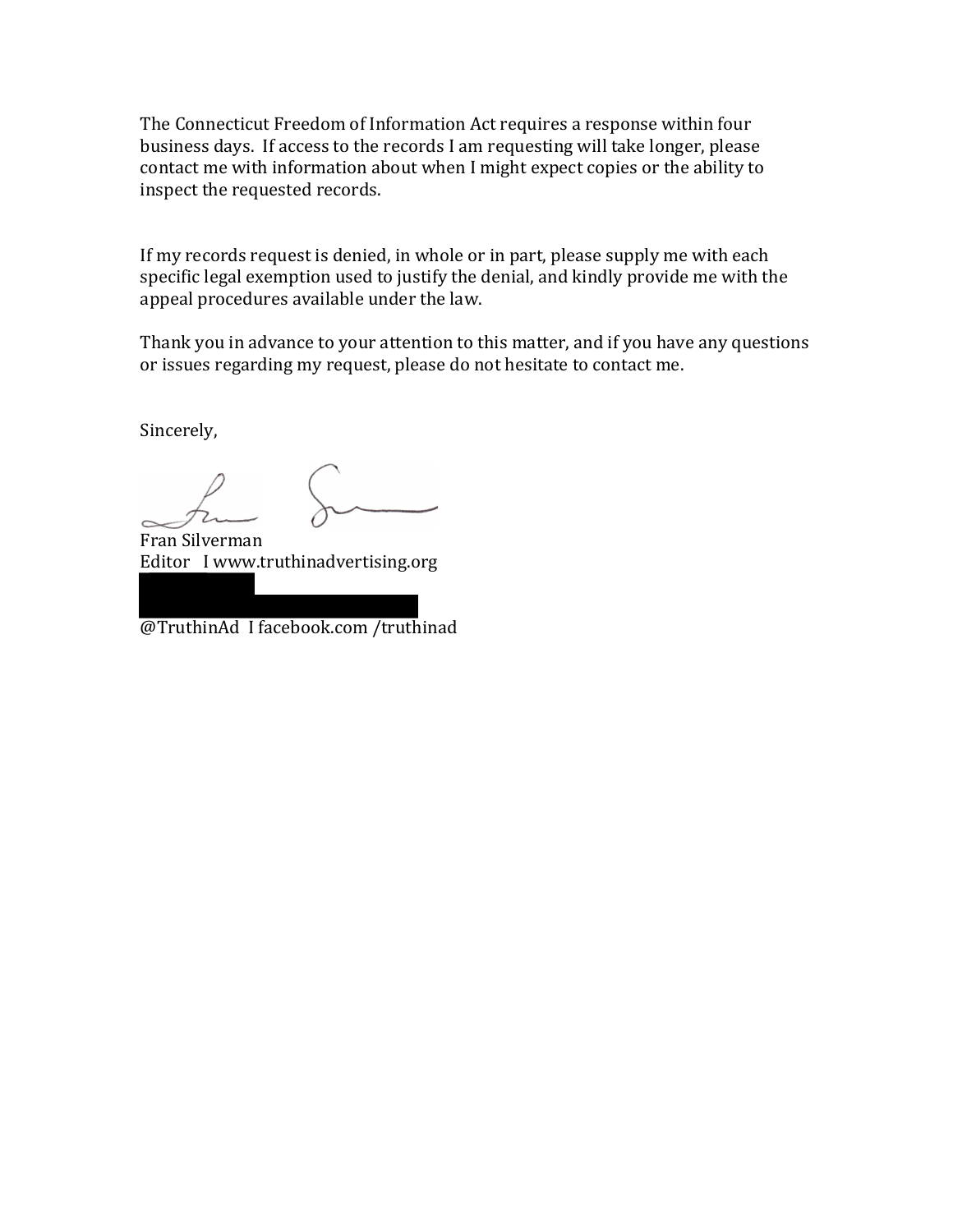The Connecticut Freedom of Information Act requires a response within four business days. If access to the records I am requesting will take longer, please contact me with information about when I might expect copies or the ability to inspect the requested records.

If my records request is denied, in whole or in part, please supply me with each specific legal exemption used to justify the denial, and kindly provide me with the appeal procedures available under the law.

Thank you in advance to your attention to this matter, and if you have any questions or issues regarding my request, please do not hesitate to contact me.

Sincerely,

Fran Silverman
Editor I www.truthinadvertising.org

@TruthinAd I facebook.com /truthinad